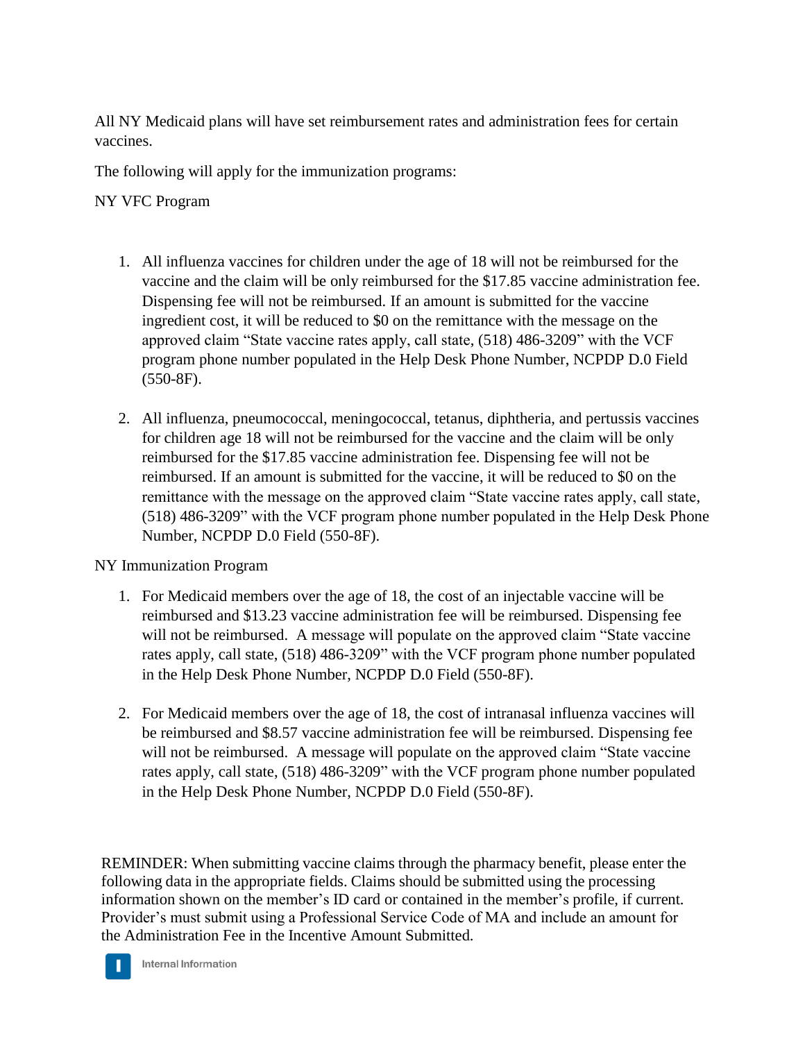All NY Medicaid plans will have set reimbursement rates and administration fees for certain vaccines.

The following will apply for the immunization programs:

NY VFC Program

1. All influenza vaccines for children under the age of 18 will not be reimbursed for the vaccine and the claim will be only reimbursed for the $17.85 vaccine administration fee. Dispensing fee will not be reimbursed. If an amount is submitted for the vaccine ingredient cost, it will be reduced to $0 on the remittance with the message on the approved claim "State vaccine rates apply, call state, (518) 486-3209" with the VCF program phone number populated in the Help Desk Phone Number, NCPDP D.0 Field (550-8F).

2. All influenza, pneumococcal, meningococcal, tetanus, diphtheria, and pertussis vaccines for children age 18 will not be reimbursed for the vaccine and the claim will be only reimbursed for the $17.85 vaccine administration fee. Dispensing fee will not be reimbursed. If an amount is submitted for the vaccine, it will be reduced to $0 on the remittance with the message on the approved claim "State vaccine rates apply, call state, (518) 486-3209" with the VCF program phone number populated in the Help Desk Phone Number, NCPDP D.0 Field (550-8F).

NY Immunization Program

1. For Medicaid members over the age of 18, the cost of an injectable vaccine will be reimbursed and $13.23 vaccine administration fee will be reimbursed. Dispensing fee will not be reimbursed. A message will populate on the approved claim "State vaccine rates apply, call state, (518) 486-3209" with the VCF program phone number populated in the Help Desk Phone Number, NCPDP D.0 Field (550-8F).

2. For Medicaid members over the age of 18, the cost of intranasal influenza vaccines will be reimbursed and $8.57 vaccine administration fee will be reimbursed. Dispensing fee will not be reimbursed. A message will populate on the approved claim "State vaccine rates apply, call state, (518) 486-3209" with the VCF program phone number populated in the Help Desk Phone Number, NCPDP D.0 Field (550-8F).

REMINDER: When submitting vaccine claims through the pharmacy benefit, please enter the following data in the appropriate fields. Claims should be submitted using the processing information shown on the member's ID card or contained in the member's profile, if current. Provider's must submit using a Professional Service Code of MA and include an amount for the Administration Fee in the Incentive Amount Submitted.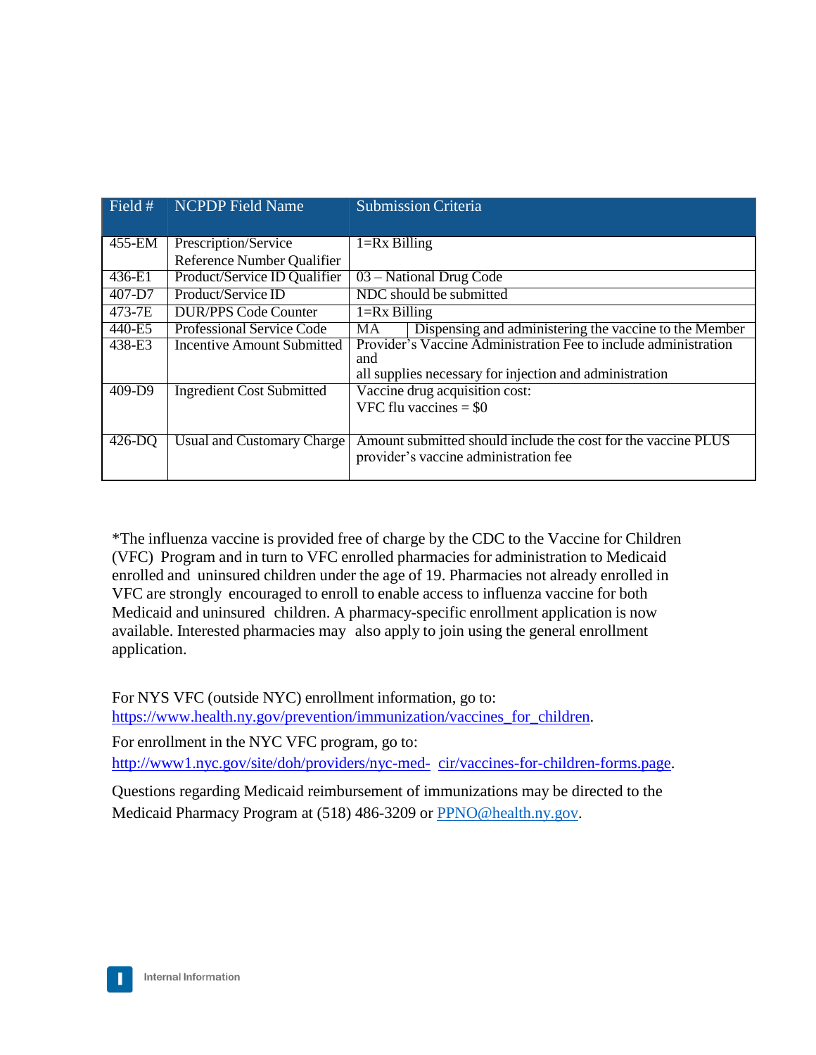| Field # | NCPDP Field Name | Submission Criteria |
|---|---|---|
| 455-EM | Prescription/Service Reference Number Qualifier | 1=Rx Billing |
| 436-E1 | Product/Service ID Qualifier | 03 – National Drug Code |
| 407-D7 | Product/Service ID | NDC should be submitted |
| 473-7E | DUR/PPS Code Counter | 1=Rx Billing |
| 440-E5 | Professional Service Code | MA Dispensing and administering the vaccine to the Member |
| 438-E3 | Incentive Amount Submitted | Provider's Vaccine Administration Fee to include administration and all supplies necessary for injection and administration |
| 409-D9 | Ingredient Cost Submitted | Vaccine drug acquisition cost: VFC flu vaccines = $0 |
| 426-DQ | Usual and Customary Charge | Amount submitted should include the cost for the vaccine PLUS provider's vaccine administration fee |

*The influenza vaccine is provided free of charge by the CDC to the Vaccine for Children (VFC) Program and in turn to VFC enrolled pharmacies for administration to Medicaid enrolled and uninsured children under the age of 19. Pharmacies not already enrolled in VFC are strongly encouraged to enroll to enable access to influenza vaccine for both Medicaid and uninsured children. A pharmacy-specific enrollment application is now available. Interested pharmacies may also apply to join using the general enrollment application.

For NYS VFC (outside NYC) enrollment information, go to: https://www.health.ny.gov/prevention/immunization/vaccines_for_children.

For enrollment in the NYC VFC program, go to: http://www1.nyc.gov/site/doh/providers/nyc-med-cir/vaccines-for-children-forms.page.

Questions regarding Medicaid reimbursement of immunizations may be directed to the Medicaid Pharmacy Program at (518) 486-3209 or PPNO@health.ny.gov.